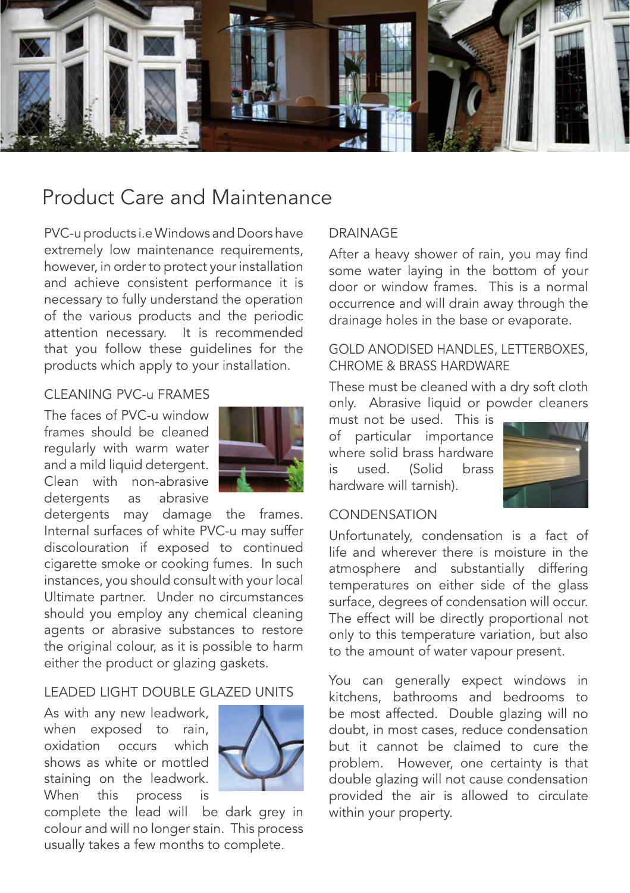# Product Care and Maintenance

PVC-u products i.e Windows and Doors have extremely low maintenance requirements, however, in order to protect your installation and achieve consistent performance it is necessary to fully understand the operation of the various products and the periodic attention necessary. It is recommended that you follow these guidelines for the products which apply to your installation.

## CLEANING PVC-u FRAMES

The faces of PVC-u window frames should be cleaned regularly with warm water and a mild liquid detergent. Clean with non-abrasive detergents as abrasive detergents may damage the frames. Internal surfaces of white PVC-u may suffer discolouration if exposed to continued cigarette smoke or cooking fumes. In such instances, you should consult with your local Ultimate partner. Under no circumstances should you employ any chemical cleaning agents or abrasive substances to restore the original colour, as it is possible to harm either the product or glazing gaskets.

## LEADED LIGHT DOUBLE GLAZED UNITS

As with any new leadwork, when exposed to rain, oxidation occurs which shows as white or mottled staining on the leadwork. When this process is complete the lead will be dark grey in colour and will no longer stain. This process usually takes a few months to complete.

## DRAINAGE

After a heavy shower of rain, you may find some water laying in the bottom of your door or window frames. This is a normal occurrence and will drain away through the drainage holes in the base or evaporate.

## GOLD ANODISED HANDLES, LETTERBOXES, CHROME & BRASS HARDWARE

These must be cleaned with a dry soft cloth only. Abrasive liquid or powder cleaners must not be used. This is of particular importance where solid brass hardware is used. (Solid brass hardware will tarnish).

## CONDENSATION

Unfortunately, condensation is a fact of life and wherever there is moisture in the atmosphere and substantially differing temperatures on either side of the glass surface, degrees of condensation will occur. The effect will be directly proportional not only to this temperature variation, but also to the amount of water vapour present.

You can generally expect windows in kitchens, bathrooms and bedrooms to be most affected. Double glazing will no doubt, in most cases, reduce condensation but it cannot be claimed to cure the problem. However, one certainty is that double glazing will not cause condensation provided the air is allowed to circulate within your property.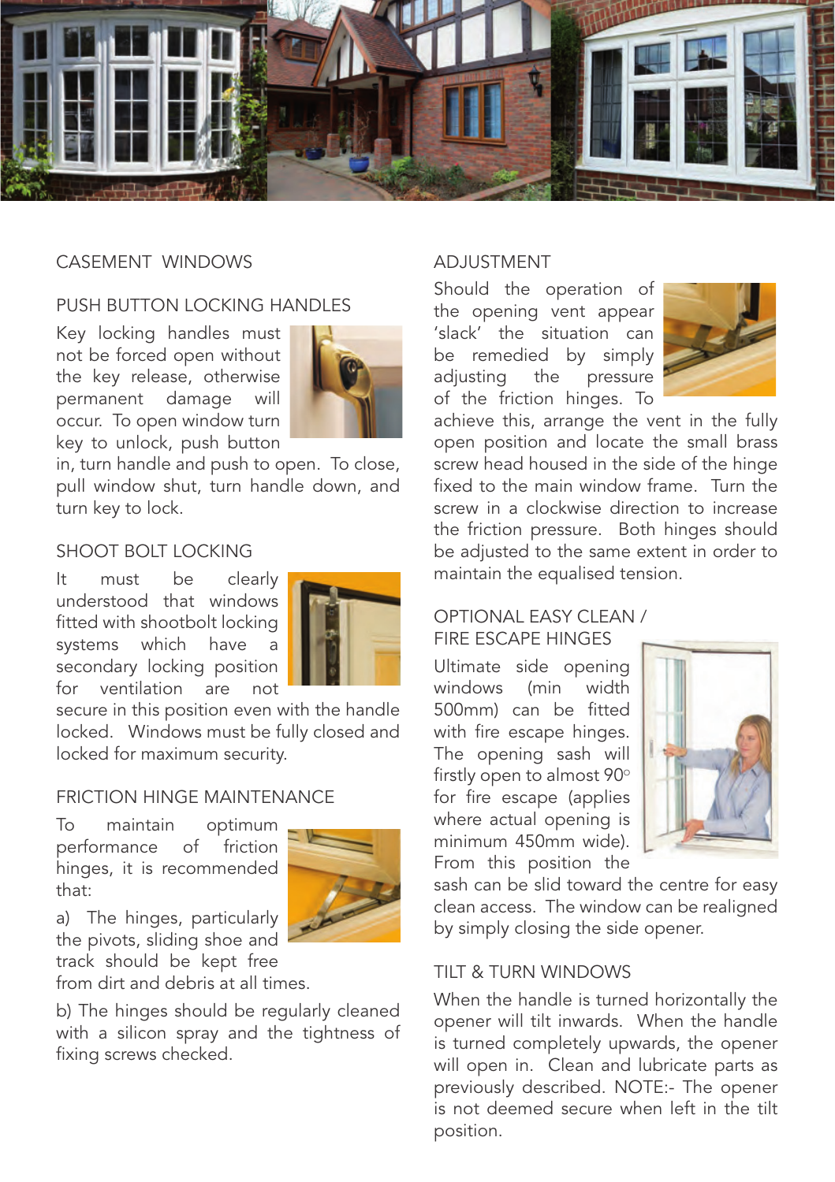## CASEMENT WINDOWS

### PUSH BUTTON LOCKING HANDLES

Key locking handles must not be forced open without the key release, otherwise permanent damage will occur. To open window turn key to unlock, push button in, turn handle and push to open. To close, pull window shut, turn handle down, and turn key to lock.

### SHOOT BOLT LOCKING

It must be clearly understood that windows fitted with shootbolt locking systems which have a secondary locking position for ventilation are not secure in this position even with the handle locked. Windows must be fully closed and locked for maximum security.

### FRICTION HINGE MAINTENANCE

To maintain optimum performance of friction hinges, it is recommended that:

a) The hinges, particularly the pivots, sliding shoe and track should be kept free from dirt and debris at all times.

b) The hinges should be regularly cleaned with a silicon spray and the tightness of fixing screws checked.

### ADJUSTMENT

Should the operation of the opening vent appear 'slack' the situation can be remedied by simply adjusting the pressure of the friction hinges. To achieve this, arrange the vent in the fully open position and locate the small brass screw head housed in the side of the hinge fixed to the main window frame. Turn the screw in a clockwise direction to increase the friction pressure. Both hinges should be adjusted to the same extent in order to maintain the equalised tension.

### OPTIONAL EASY CLEAN / FIRE ESCAPE HINGES

Ultimate side opening windows (min width 500mm) can be fitted with fire escape hinges. The opening sash will firstly open to almost 90° for fire escape (applies where actual opening is minimum 450mm wide). From this position the sash can be slid toward the centre for easy clean access. The window can be realigned by simply closing the side opener.

### TILT & TURN WINDOWS

When the handle is turned horizontally the opener will tilt inwards. When the handle is turned completely upwards, the opener will open in. Clean and lubricate parts as previously described. NOTE:- The opener is not deemed secure when left in the tilt position.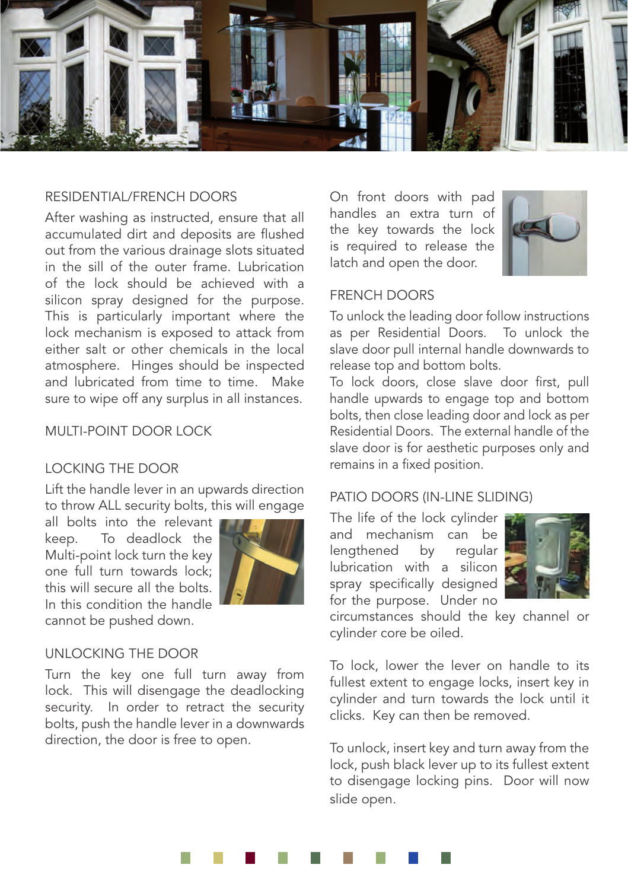## RESIDENTIAL/FRENCH DOORS

After washing as instructed, ensure that all accumulated dirt and deposits are flushed out from the various drainage slots situated in the sill of the outer frame. Lubrication of the lock should be achieved with a silicon spray designed for the purpose. This is particularly important where the lock mechanism is exposed to attack from either salt or other chemicals in the local atmosphere. Hinges should be inspected and lubricated from time to time. Make sure to wipe off any surplus in all instances.

## MULTI-POINT DOOR LOCK

### LOCKING THE DOOR

Lift the handle lever in an upwards direction to throw ALL security bolts, this will engage all bolts into the relevant keep. To deadlock the Multi-point lock turn the key one full turn towards lock; this will secure all the bolts. In this condition the handle cannot be pushed down.

### UNLOCKING THE DOOR

Turn the key one full turn away from lock. This will disengage the deadlocking security. In order to retract the security bolts, push the handle lever in a downwards direction, the door is free to open.

On front doors with pad handles an extra turn of the key towards the lock is required to release the latch and open the door.

## FRENCH DOORS

To unlock the leading door follow instructions as per Residential Doors. To unlock the slave door pull internal handle downwards to release top and bottom bolts.
To lock doors, close slave door first, pull handle upwards to engage top and bottom bolts, then close leading door and lock as per Residential Doors. The external handle of the slave door is for aesthetic purposes only and remains in a fixed position.

## PATIO DOORS (IN-LINE SLIDING)

The life of the lock cylinder and mechanism can be lengthened by regular lubrication with a silicon spray specifically designed for the purpose. Under no circumstances should the key channel or cylinder core be oiled.

To lock, lower the lever on handle to its fullest extent to engage locks, insert key in cylinder and turn towards the lock until it clicks. Key can then be removed.

To unlock, insert key and turn away from the lock, push black lever up to its fullest extent to disengage locking pins. Door will now slide open.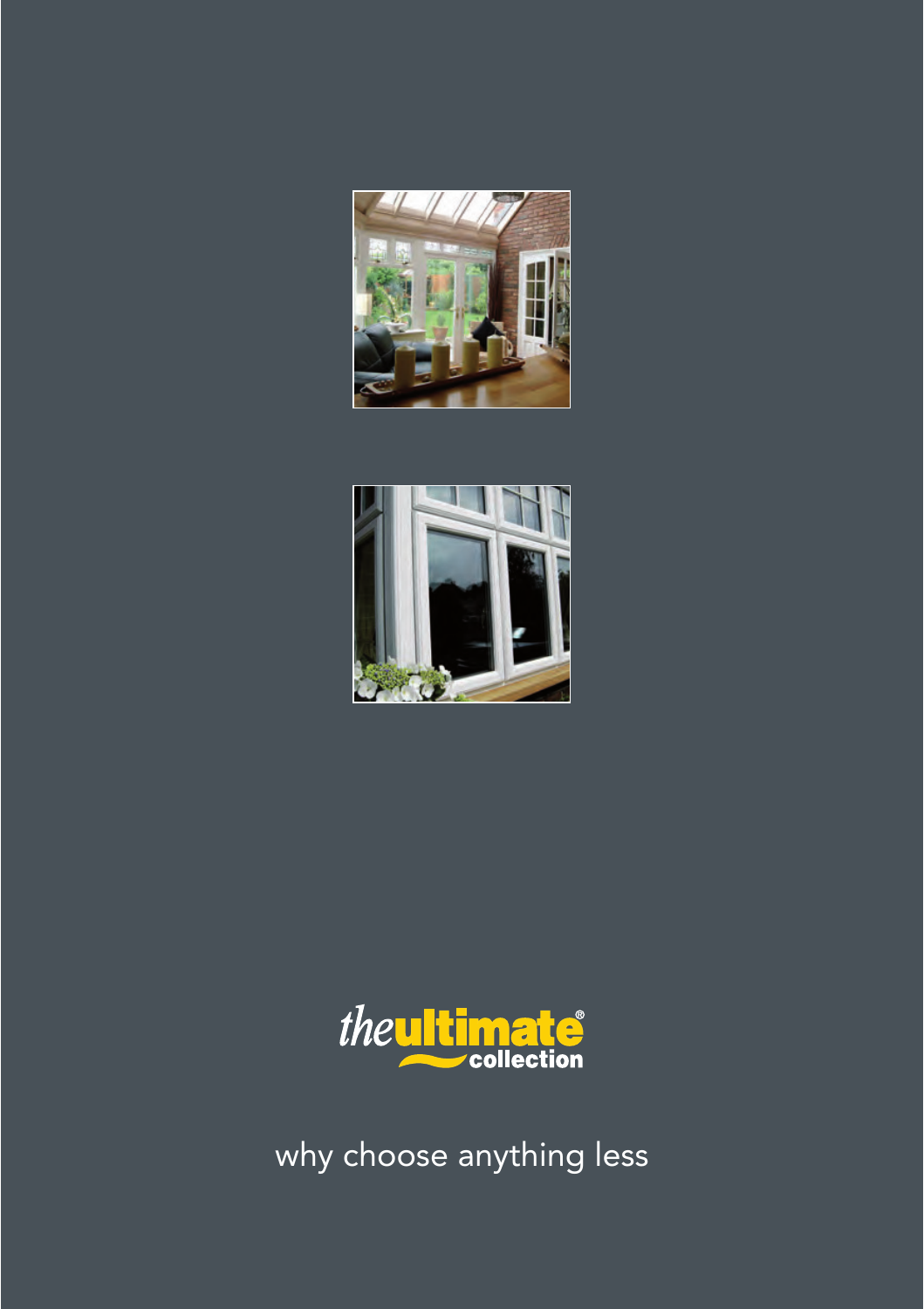theultimate®
collection

why choose anything less